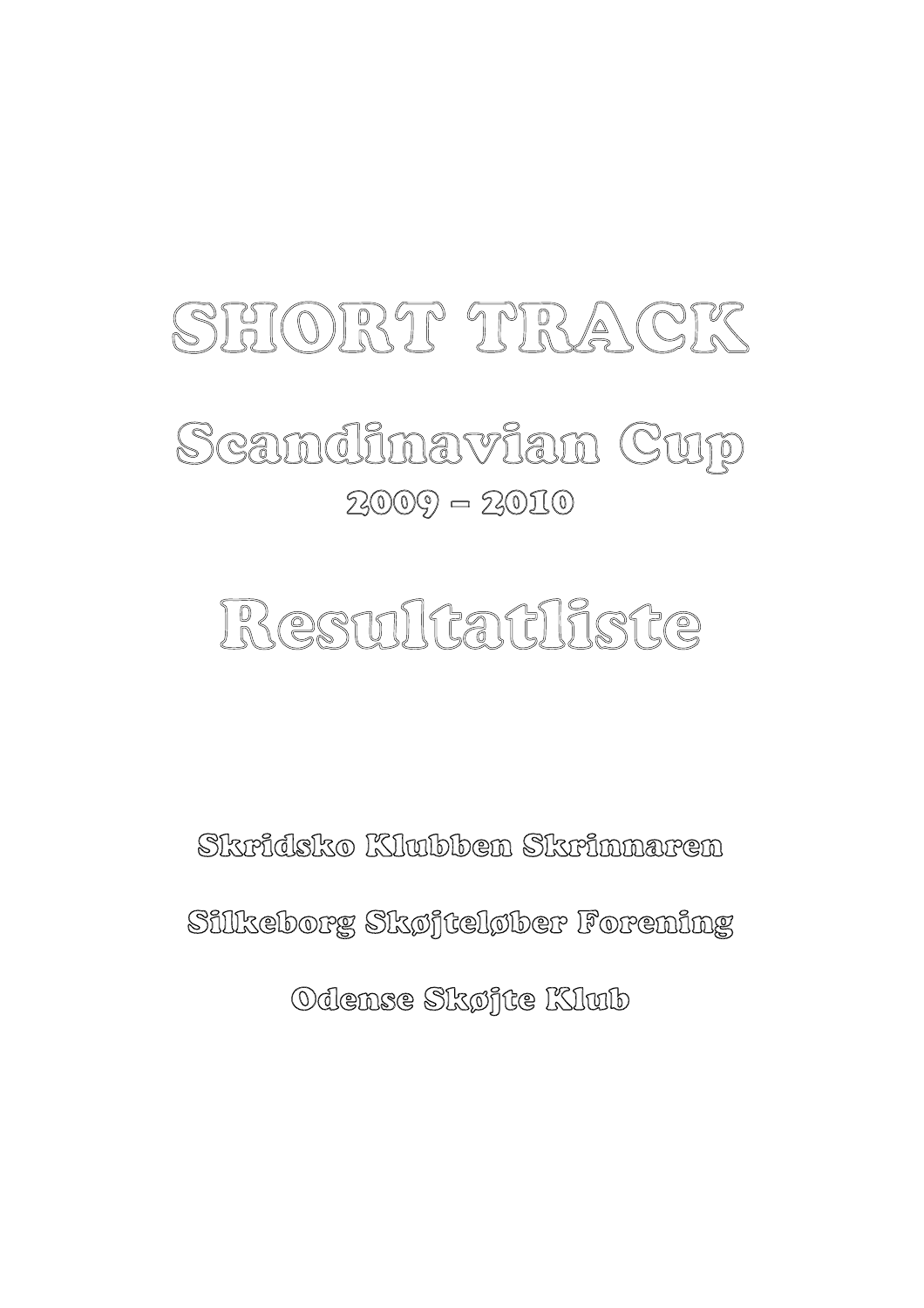# SHORT TRACK

## Scandinavian Cup

### 2009 – 2010

# Resultatliste

**Skridsko Klubben Skrinnaren**

**Silkeborg Skøjteløber Forening**

**Odense Skøjte Klub**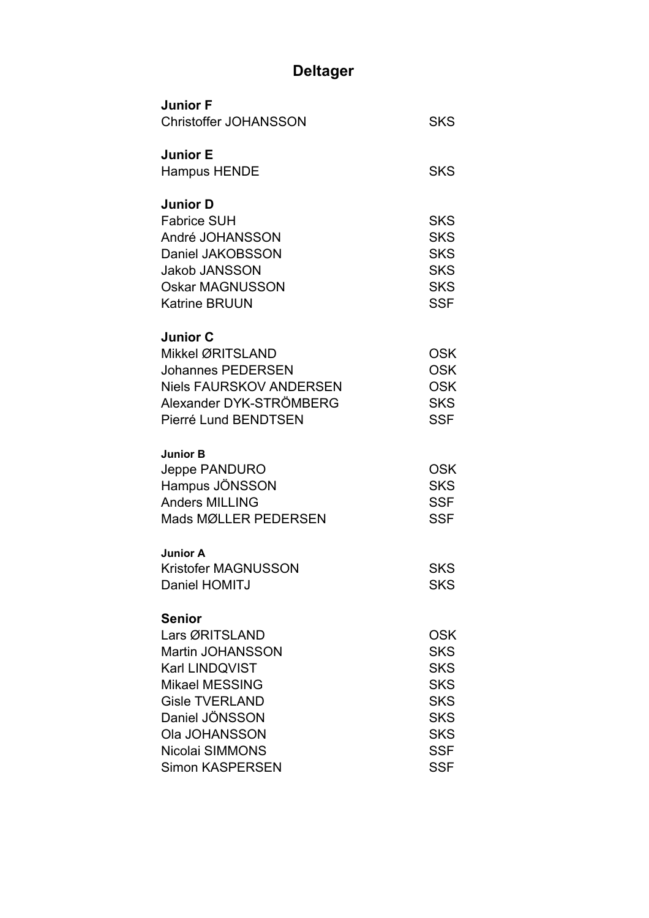# Deltager

| **Junior F** | |
|---|---|
| Christoffer JOHANSSON | SKS |
| | |
| **Junior E** | |
| Hampus HENDE | SKS |
| | |
| **Junior D** | |
| Fabrice SUH | SKS |
| André JOHANSSON | SKS |
| Daniel JAKOBSSON | SKS |
| Jakob JANSSON | SKS |
| Oskar MAGNUSSON | SKS |
| Katrine BRUUN | SSF |
| | |
| **Junior C** | |
| Mikkel ØRITSLAND | OSK |
| Johannes PEDERSEN | OSK |
| Niels FAURSKOV ANDERSEN | OSK |
| Alexander DYK-STRÖMBERG | SKS |
| Pierré Lund BENDTSEN | SSF |
| | |
| **Junior B** | |
| Jeppe PANDURO | OSK |
| Hampus JÖNSSON | SKS |
| Anders MILLING | SSF |
| Mads MØLLER PEDERSEN | SSF |
| | |
| **Junior A** | |
| Kristofer MAGNUSSON | SKS |
| Daniel HOMITJ | SKS |
| | |
| **Senior** | |
| Lars ØRITSLAND | OSK |
| Martin JOHANSSON | SKS |
| Karl LINDQVIST | SKS |
| Mikael MESSING | SKS |
| Gisle TVERLAND | SKS |
| Daniel JÖNSSON | SKS |
| Ola JOHANSSON | SKS |
| Nicolai SIMMONS | SSF |
| Simon KASPERSEN | SSF |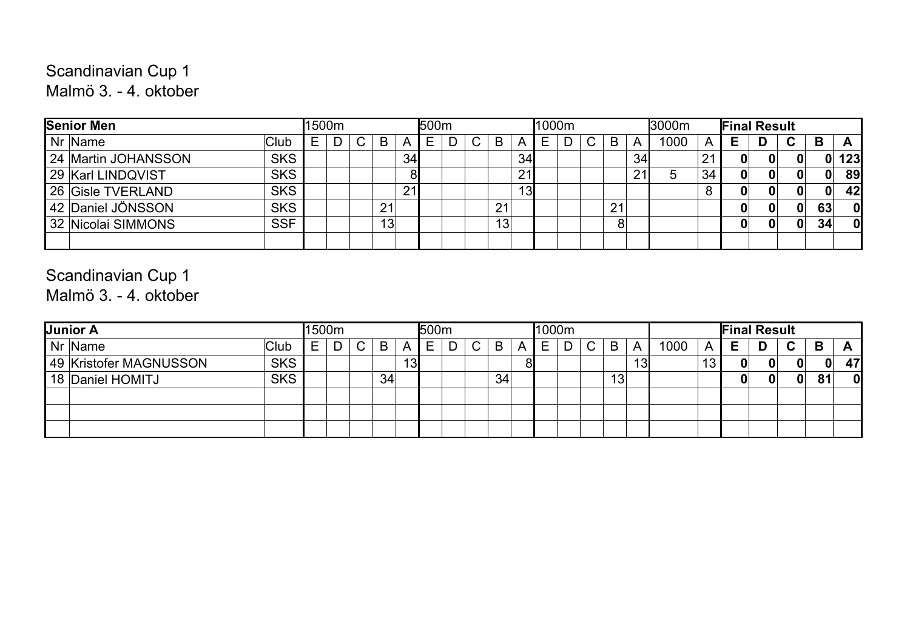Scandinavian Cup 1

Malmö 3. - 4. oktober

| Senior Men | | | 1500m | | | | | 500m | | | | | 1000m | | | | | 3000m | | Final Result | | | | |
|---|---|---|---|---|---|---|---|---|---|---|---|---|---|---|---|---|---|---|---|---|---|---|---|---|
| Nr | Name | Club | E | D | C | B | A | E | D | C | B | A | E | D | C | B | A | 1000 | A | **E** | **D** | **C** | **B** | **A** |
| 24 | Martin JOHANSSON | SKS | | | | | 34 | | | | | 34 | | | | | 34 | | 21 | **0** | **0** | **0** | **0** | **123** |
| 29 | Karl LINDQVIST | SKS | | | | | 8 | | | | | 21 | | | | | 21 | 5 | 34 | **0** | **0** | **0** | **0** | **89** |
| 26 | Gisle TVERLAND | SKS | | | | | 21 | | | | | 13 | | | | | | | 8 | **0** | **0** | **0** | **0** | **42** |
| 42 | Daniel JÖNSSON | SKS | | | | 21 | | | | | 21 | | | | | 21 | | | | **0** | **0** | **0** | **63** | **0** |
| 32 | Nicolai SIMMONS | SSF | | | | 13 | | | | | 13 | | | | | 8 | | | | **0** | **0** | **0** | **34** | **0** |
| | | | | | | | | | | | | | | | | | | | | | | | | |

Scandinavian Cup 1

Malmö 3. - 4. oktober

| Junior A | | | 1500m | | | | | 500m | | | | | 1000m | | | | | | | Final Result | | | | |
|---|---|---|---|---|---|---|---|---|---|---|---|---|---|---|---|---|---|---|---|---|---|---|---|---|
| Nr | Name | Club | E | D | C | B | A | E | D | C | B | A | E | D | C | B | A | 1000 | A | **E** | **D** | **C** | **B** | **A** |
| 49 | Kristofer MAGNUSSON | SKS | | | | | 13 | | | | | 8 | | | | | 13 | | 13 | **0** | **0** | **0** | **0** | **47** |
| 18 | Daniel HOMITJ | SKS | | | | 34 | | | | | 34 | | | | | 13 | | | | **0** | **0** | **0** | **81** | **0** |
| | | | | | | | | | | | | | | | | | | | | | | | | |
| | | | | | | | | | | | | | | | | | | | | | | | | |
| | | | | | | | | | | | | | | | | | | | | | | | | |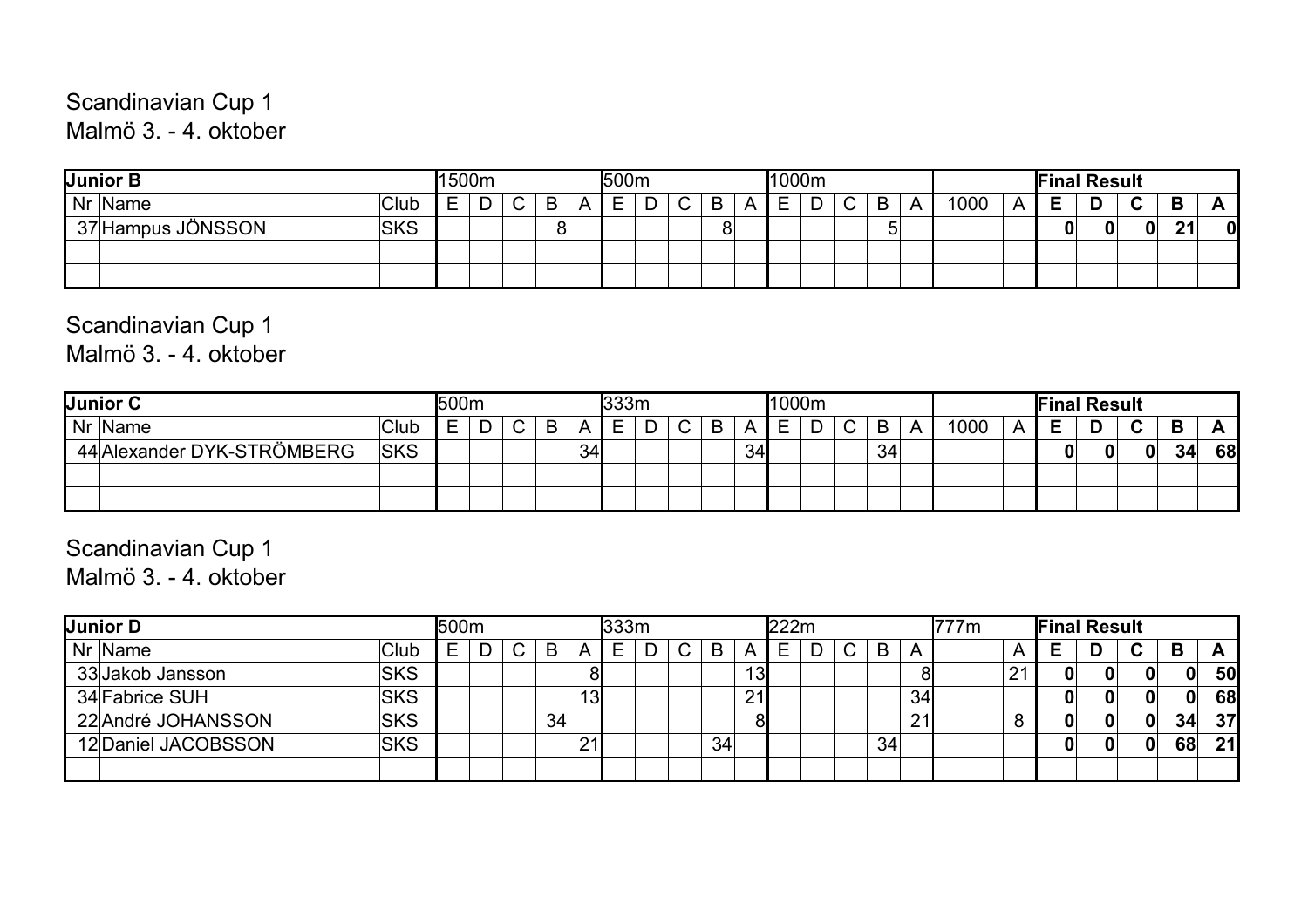Scandinavian Cup 1

Malmö 3. - 4. oktober

| Junior B | | | 1500m | | | | | 500m | | | | | 1000m | | | | | | | Final Result | | | | |
|---|---|---|---|---|---|---|---|---|---|---|---|---|---|---|---|---|---|---|---|---|---|---|---|---|
| Nr | Name | Club | E | D | C | B | A | E | D | C | B | A | E | D | C | B | A | 1000 | A | E | D | C | B | A |
| 37 | Hampus JÖNSSON | SKS | | | | 8 | | | | | 8 | | | | | 5 | | | | 0 | 0 | 0 | 21 | 0 |
| | | | | | | | | | | | | | | | | | | | | | | | | |
| | | | | | | | | | | | | | | | | | | | | | | | | |

Scandinavian Cup 1

Malmö 3. - 4. oktober

| Junior C | | | 500m | | | | | 333m | | | | | 1000m | | | | | | | Final Result | | | | |
|---|---|---|---|---|---|---|---|---|---|---|---|---|---|---|---|---|---|---|---|---|---|---|---|---|
| Nr | Name | Club | E | D | C | B | A | E | D | C | B | A | E | D | C | B | A | 1000 | A | E | D | C | B | A |
| 44 | Alexander DYK-STRÖMBERG | SKS | | | | | 34 | | | | | 34 | | | | 34 | | | | 0 | 0 | 0 | 34 | 68 |
| | | | | | | | | | | | | | | | | | | | | | | | | |
| | | | | | | | | | | | | | | | | | | | | | | | | |

Scandinavian Cup 1

Malmö 3. - 4. oktober

| Junior D | | | 500m | | | | | 333m | | | | | 222m | | | | | 777m | | Final Result | | | | |
|---|---|---|---|---|---|---|---|---|---|---|---|---|---|---|---|---|---|---|---|---|---|---|---|---|
| Nr | Name | Club | E | D | C | B | A | E | D | C | B | A | E | D | C | B | A | | A | E | D | C | B | A |
| 33 | Jakob Jansson | SKS | | | | | 8 | | | | | 13 | | | | | 8 | | 21 | 0 | 0 | 0 | 0 | 50 |
| 34 | Fabrice SUH | SKS | | | | | 13 | | | | | 21 | | | | | 34 | | | 0 | 0 | 0 | 0 | 68 |
| 22 | André JOHANSSON | SKS | | | | 34 | | | | | | 8 | | | | | 21 | | 8 | 0 | 0 | 0 | 34 | 37 |
| 12 | Daniel JACOBSSON | SKS | | | | | 21 | | | | 34 | | | | | 34 | | | | 0 | 0 | 0 | 68 | 21 |
| | | | | | | | | | | | | | | | | | | | | | | | | |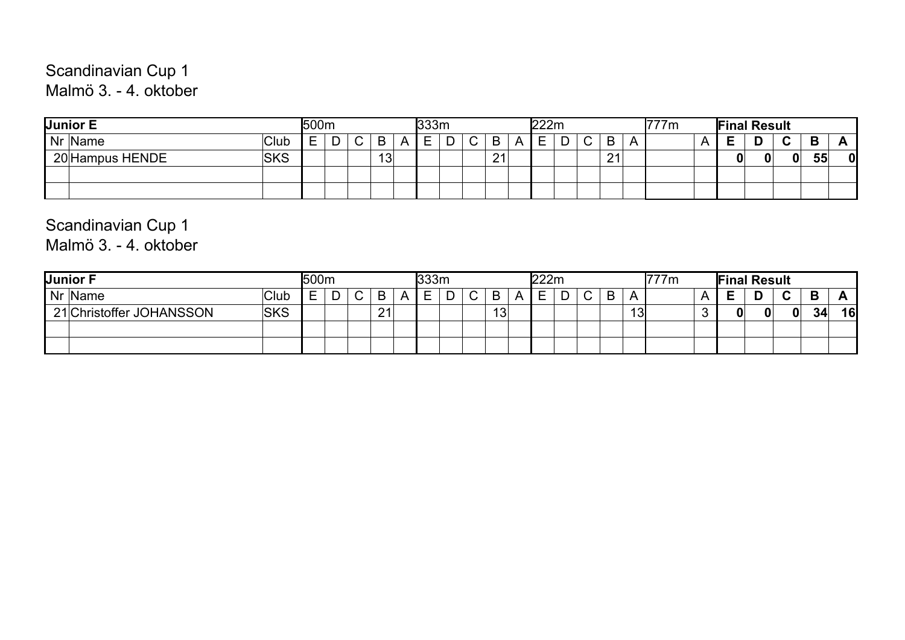Scandinavian Cup 1
Malmö 3. - 4. oktober

| Junior E | | | 500m | | | | | 333m | | | | | 222m | | | | | 777m | | Final Result | | | | |
|---|---|---|---|---|---|---|---|---|---|---|---|---|---|---|---|---|---|---|---|---|---|---|---|---|
| Nr | Name | Club | E | D | C | B | A | E | D | C | B | A | E | D | C | B | A | | A | E | D | C | B | A |
| 20 | Hampus HENDE | SKS | | | | 13 | | | | | 21 | | | | | 21 | | | | 0 | 0 | 0 | 55 | 0 |
| | | | | | | | | | | | | | | | | | | | | | | | | |
| | | | | | | | | | | | | | | | | | | | | | | | | |

Scandinavian Cup 1
Malmö 3. - 4. oktober

| Junior F | | | 500m | | | | | 333m | | | | | 222m | | | | | 777m | | Final Result | | | | |
|---|---|---|---|---|---|---|---|---|---|---|---|---|---|---|---|---|---|---|---|---|---|---|---|---|
| Nr | Name | Club | E | D | C | B | A | E | D | C | B | A | E | D | C | B | A | | A | E | D | C | B | A |
| 21 | Christoffer JOHANSSON | SKS | | | | 21 | | | | | 13 | | | | | | 13 | | 3 | 0 | 0 | 0 | 34 | 16 |
| | | | | | | | | | | | | | | | | | | | | | | | | |
| | | | | | | | | | | | | | | | | | | | | | | | | |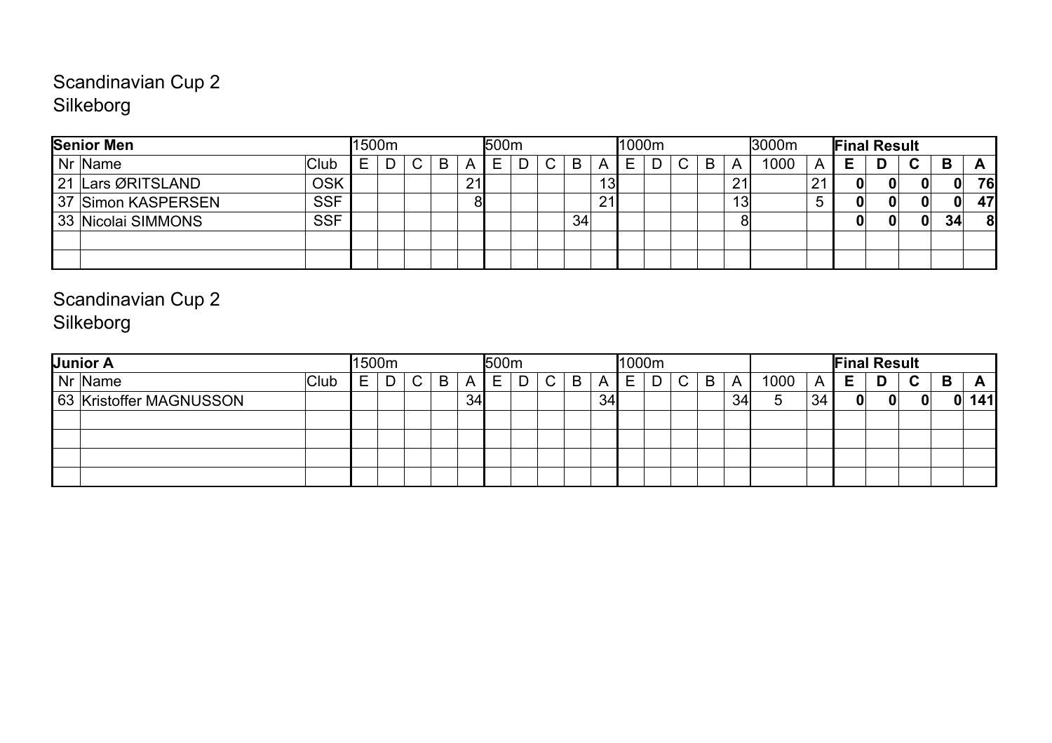Scandinavian Cup 2
Silkeborg

| Senior Men | | | 1500m | | | | | 500m | | | | | 1000m | | | | | 3000m | | Final Result | | | | |
|---|---|---|---|---|---|---|---|---|---|---|---|---|---|---|---|---|---|---|---|---|---|---|---|---|
| Nr | Name | Club | E | D | C | B | A | E | D | C | B | A | E | D | C | B | A | 1000 | A | **E** | **D** | **C** | **B** | **A** |
| 21 | Lars ØRITSLAND | OSK | | | | | 21 | | | | | 13 | | | | | 21 | | 21 | **0** | **0** | **0** | **0** | **76** |
| 37 | Simon KASPERSEN | SSF | | | | | 8 | | | | | 21 | | | | | 13 | | 5 | **0** | **0** | **0** | **0** | **47** |
| 33 | Nicolai SIMMONS | SSF | | | | | | | | | 34 | | | | | | 8 | | | **0** | **0** | **0** | **34** | **8** |
| | | | | | | | | | | | | | | | | | | | | | | | | |
| | | | | | | | | | | | | | | | | | | | | | | | | |

Scandinavian Cup 2
Silkeborg

| Junior A | | | 1500m | | | | | 500m | | | | | 1000m | | | | | | | Final Result | | | | |
|---|---|---|---|---|---|---|---|---|---|---|---|---|---|---|---|---|---|---|---|---|---|---|---|---|
| Nr | Name | Club | E | D | C | B | A | E | D | C | B | A | E | D | C | B | A | 1000 | A | **E** | **D** | **C** | **B** | **A** |
| 63 | Kristoffer MAGNUSSON | | | | | | 34 | | | | | 34 | | | | | 34 | 5 | 34 | **0** | **0** | **0** | **0** | **141** |
| | | | | | | | | | | | | | | | | | | | | | | | | |
| | | | | | | | | | | | | | | | | | | | | | | | | |
| | | | | | | | | | | | | | | | | | | | | | | | | |
| | | | | | | | | | | | | | | | | | | | | | | | | |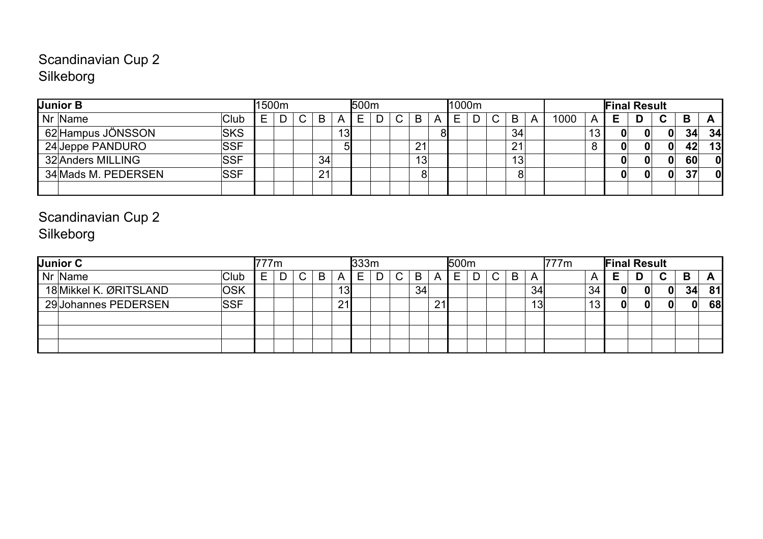Scandinavian Cup 2
Silkeborg

| Junior B | | | 1500m | | | | | 500m | | | | | 1000m | | | | | | | Final Result | | | | |
|---|---|---|---|---|---|---|---|---|---|---|---|---|---|---|---|---|---|---|---|---|---|---|---|---|
| Nr | Name | Club | E | D | C | B | A | E | D | C | B | A | E | D | C | B | A | 1000 | A | E | D | C | B | A |
| 62 | Hampus JÖNSSON | SKS | | | | | 13 | | | | | 8 | | | | 34 | | | 13 | **0** | **0** | **0** | **34** | **34** |
| 24 | Jeppe PANDURO | SSF | | | | | 5 | | | | 21 | | | | | 21 | | | 8 | **0** | **0** | **0** | **42** | **13** |
| 32 | Anders MILLING | SSF | | | | 34 | | | | | 13 | | | | | 13 | | | | **0** | **0** | **0** | **60** | **0** |
| 34 | Mads M. PEDERSEN | SSF | | | | 21 | | | | | 8 | | | | | 8 | | | | **0** | **0** | **0** | **37** | **0** |
| | | | | | | | | | | | | | | | | | | | | | | | | |

Scandinavian Cup 2
Silkeborg

| Junior C | | | 777m | | | | | 333m | | | | | 500m | | | | | 777m | | Final Result | | | | |
|---|---|---|---|---|---|---|---|---|---|---|---|---|---|---|---|---|---|---|---|---|---|---|---|---|
| Nr | Name | Club | E | D | C | B | A | E | D | C | B | A | E | D | C | B | A | | A | E | D | C | B | A |
| 18 | Mikkel K. ØRITSLAND | OSK | | | | | 13 | | | | 34 | | | | | | 34 | | 34 | **0** | **0** | **0** | **34** | **81** |
| 29 | Johannes PEDERSEN | SSF | | | | | 21 | | | | | 21 | | | | | 13 | | 13 | **0** | **0** | **0** | **0** | **68** |
| | | | | | | | | | | | | | | | | | | | | | | | | |
| | | | | | | | | | | | | | | | | | | | | | | | | |
| | | | | | | | | | | | | | | | | | | | | | | | | |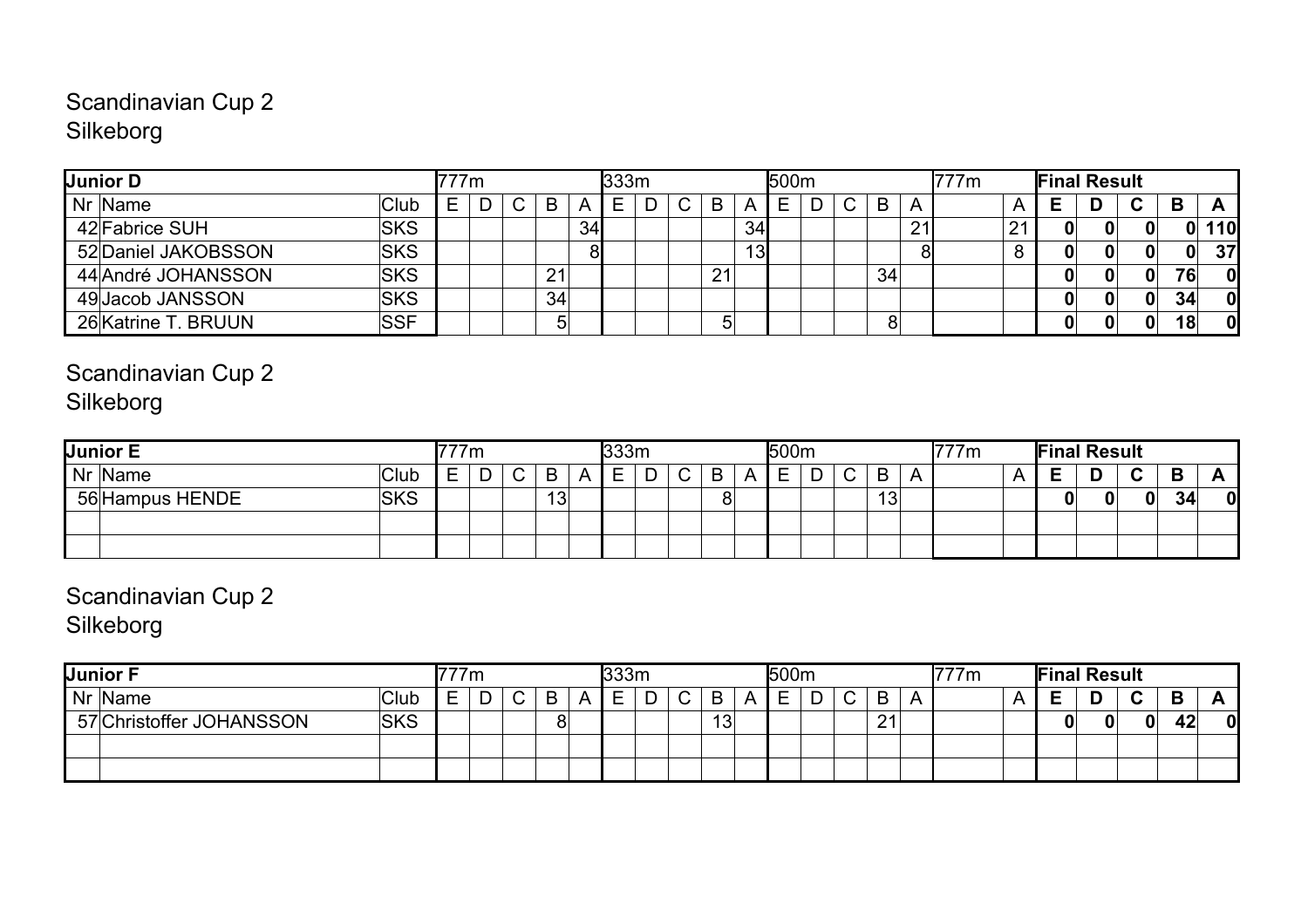# Scandinavian Cup 2
## Silkeborg

| Junior D | | | 777m | | | | | 333m | | | | | 500m | | | | | 777m | | Final Result | | | | |
|---|---|---|---|---|---|---|---|---|---|---|---|---|---|---|---|---|---|---|---|---|---|---|---|---|
| Nr | Name | Club | E | D | C | B | A | E | D | C | B | A | E | D | C | B | A | | A | E | D | C | B | A |
| 42 | Fabrice SUH | SKS | | | | | 34 | | | | | 34 | | | | | 21 | | 21 | 0 | 0 | 0 | 0 | 110 |
| 52 | Daniel JAKOBSSON | SKS | | | | | 8 | | | | | 13 | | | | | 8 | | 8 | 0 | 0 | 0 | 0 | 37 |
| 44 | André JOHANSSON | SKS | | | | 21 | | | | | 21 | | | | | 34 | | | | 0 | 0 | 0 | 76 | 0 |
| 49 | Jacob JANSSON | SKS | | | | 34 | | | | | | | | | | | | | | 0 | 0 | 0 | 34 | 0 |
| 26 | Katrine T. BRUUN | SSF | | | | 5 | | | | | 5 | | | | | 8 | | | | 0 | 0 | 0 | 18 | 0 |

# Scandinavian Cup 2
## Silkeborg

| Junior E | | | 777m | | | | | 333m | | | | | 500m | | | | | 777m | | Final Result | | | | |
|---|---|---|---|---|---|---|---|---|---|---|---|---|---|---|---|---|---|---|---|---|---|---|---|---|
| Nr | Name | Club | E | D | C | B | A | E | D | C | B | A | E | D | C | B | A | | A | E | D | C | B | A |
| 56 | Hampus HENDE | SKS | | | | 13 | | | | | 8 | | | | | 13 | | | | 0 | 0 | 0 | 34 | 0 |
| | | | | | | | | | | | | | | | | | | | | | | | | |
| | | | | | | | | | | | | | | | | | | | | | | | | |

# Scandinavian Cup 2
## Silkeborg

| Junior F | | | 777m | | | | | 333m | | | | | 500m | | | | | 777m | | Final Result | | | | |
|---|---|---|---|---|---|---|---|---|---|---|---|---|---|---|---|---|---|---|---|---|---|---|---|---|
| Nr | Name | Club | E | D | C | B | A | E | D | C | B | A | E | D | C | B | A | | A | E | D | C | B | A |
| 57 | Christoffer JOHANSSON | SKS | | | | 8 | | | | | 13 | | | | | 21 | | | | 0 | 0 | 0 | 42 | 0 |
| | | | | | | | | | | | | | | | | | | | | | | | | |
| | | | | | | | | | | | | | | | | | | | | | | | | |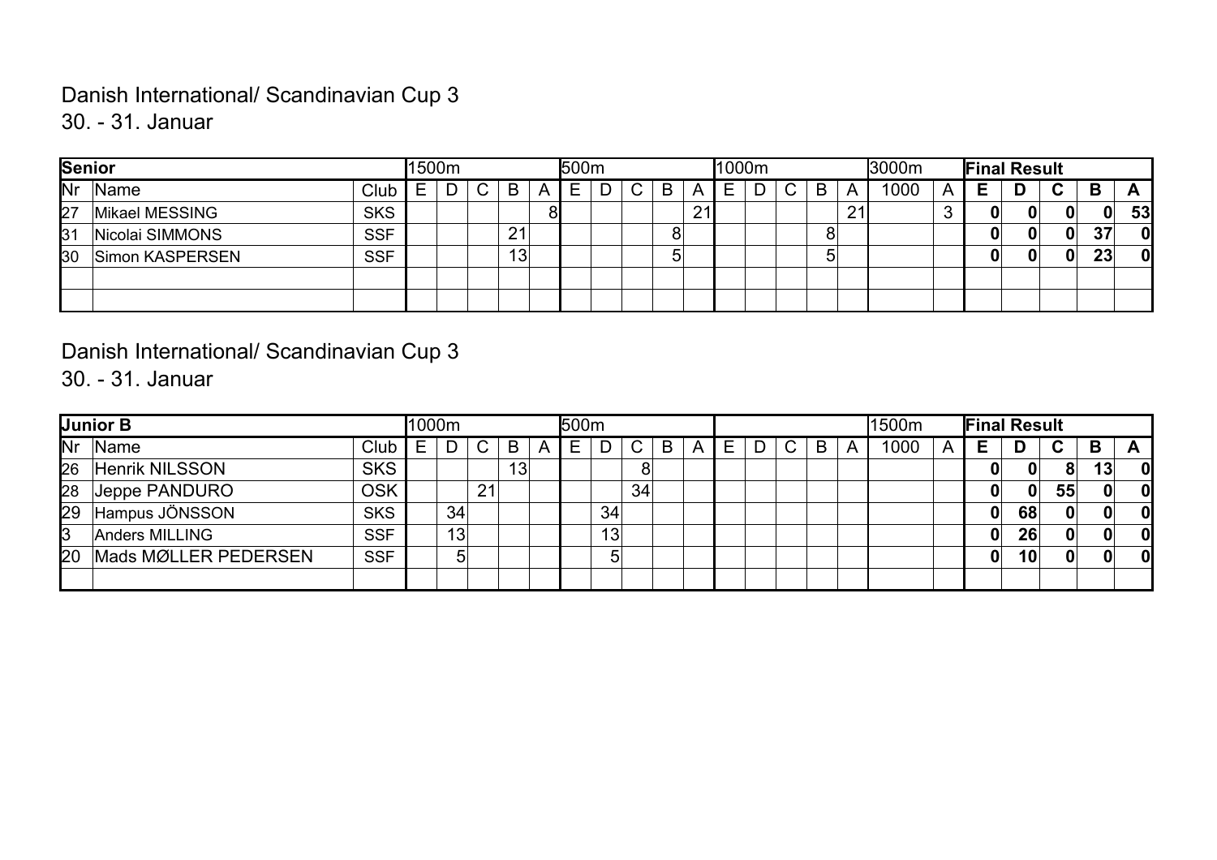Danish International/ Scandinavian Cup 3

30. - 31. Januar

| Senior | | | 1500m | | | | | 500m | | | | | 1000m | | | | | 3000m | | Final Result | | | | |
|---|---|---|---|---|---|---|---|---|---|---|---|---|---|---|---|---|---|---|---|---|---|---|---|---|
| Nr | Name | Club | E | D | C | B | A | E | D | C | B | A | E | D | C | B | A | 1000 | A | E | D | C | B | A |
| 27 | Mikael MESSING | SKS | | | | | 8 | | | | | 21 | | | | | 21 | | 3 | 0 | 0 | 0 | 0 | 53 |
| 31 | Nicolai SIMMONS | SSF | | | | 21 | | | | | 8 | | | | | 8 | | | | 0 | 0 | 0 | 37 | 0 |
| 30 | Simon KASPERSEN | SSF | | | | 13 | | | | | 5 | | | | | 5 | | | | 0 | 0 | 0 | 23 | 0 |
| | | | | | | | | | | | | | | | | | | | | | | | | |
| | | | | | | | | | | | | | | | | | | | | | | | | |

Danish International/ Scandinavian Cup 3

30. - 31. Januar

| Junior B | | | 1000m | | | | | 500m | | | | | | | | | | 1500m | | Final Result | | | | |
|---|---|---|---|---|---|---|---|---|---|---|---|---|---|---|---|---|---|---|---|---|---|---|---|---|
| Nr | Name | Club | E | D | C | B | A | E | D | C | B | A | E | D | C | B | A | 1000 | A | E | D | C | B | A |
| 26 | Henrik NILSSON | SKS | | | | 13 | | | | 8 | | | | | | | | | | 0 | 0 | 8 | 13 | 0 |
| 28 | Jeppe PANDURO | OSK | | | 21 | | | | | 34 | | | | | | | | | | 0 | 0 | 55 | 0 | 0 |
| 29 | Hampus JÖNSSON | SKS | | 34 | | | | | 34 | | | | | | | | | | | 0 | 68 | 0 | 0 | 0 |
| 3 | Anders MILLING | SSF | | 13 | | | | | 13 | | | | | | | | | | | 0 | 26 | 0 | 0 | 0 |
| 20 | Mads MØLLER PEDERSEN | SSF | | 5 | | | | | 5 | | | | | | | | | | | 0 | 10 | 0 | 0 | 0 |
| | | | | | | | | | | | | | | | | | | | | | | | | |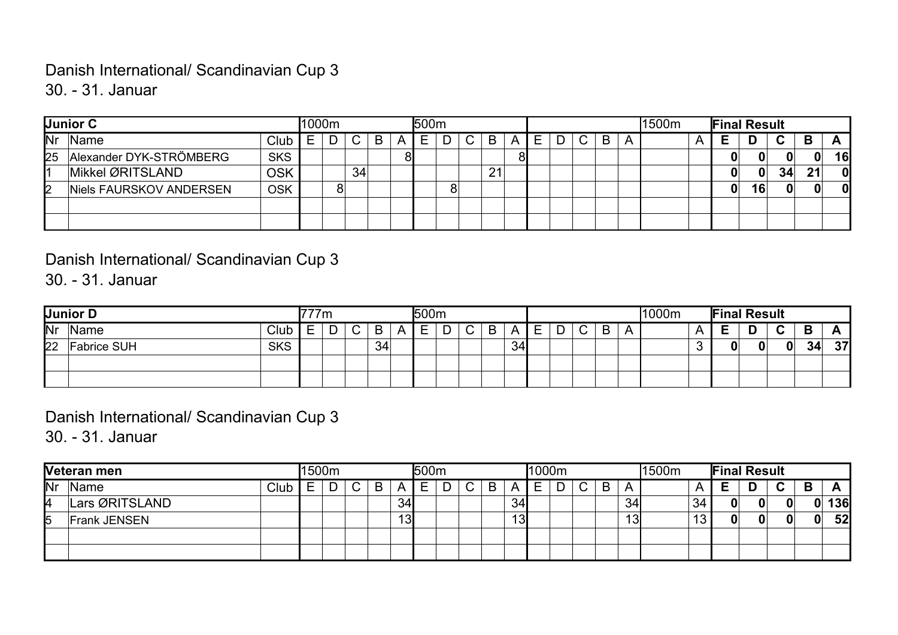Danish International/ Scandinavian Cup 3

30. - 31. Januar

| **Junior C** | | | 1000m | | | | | 500m | | | | | | | | | | 1500m | | **Final Result** | | | | |
|---|---|---|---|---|---|---|---|---|---|---|---|---|---|---|---|---|---|---|---|---|---|---|---|---|
| Nr | Name | Club | E | D | C | B | A | E | D | C | B | A | E | D | C | B | A | | A | **E** | **D** | **C** | **B** | **A** |
| 25 | Alexander DYK-STRÖMBERG | SKS | | | | | 8 | | | | | 8 | | | | | | | | **0** | **0** | **0** | **0** | **16** |
| 1 | Mikkel ØRITSLAND | OSK | | | 34 | | | | | | 21 | | | | | | | | | **0** | **0** | **34** | **21** | **0** |
| 2 | Niels FAURSKOV ANDERSEN | OSK | | 8 | | | | | 8 | | | | | | | | | | | **0** | **16** | **0** | **0** | **0** |
| | | | | | | | | | | | | | | | | | | | | | | | | |
| | | | | | | | | | | | | | | | | | | | | | | | | |

Danish International/ Scandinavian Cup 3

30. - 31. Januar

| **Junior D** | | | 777m | | | | | 500m | | | | | | | | | | 1000m | | **Final Result** | | | | |
|---|---|---|---|---|---|---|---|---|---|---|---|---|---|---|---|---|---|---|---|---|---|---|---|---|
| Nr | Name | Club | E | D | C | B | A | E | D | C | B | A | E | D | C | B | A | | A | **E** | **D** | **C** | **B** | **A** |
| 22 | Fabrice SUH | SKS | | | | 34 | | | | | | 34 | | | | | | | 3 | **0** | **0** | **0** | **34** | **37** |
| | | | | | | | | | | | | | | | | | | | | | | | | |
| | | | | | | | | | | | | | | | | | | | | | | | | |

Danish International/ Scandinavian Cup 3

30. - 31. Januar

| **Veteran men** | | | 1500m | | | | | 500m | | | | | 1000m | | | | | 1500m | | **Final Result** | | | | |
|---|---|---|---|---|---|---|---|---|---|---|---|---|---|---|---|---|---|---|---|---|---|---|---|---|
| Nr | Name | Club | E | D | C | B | A | E | D | C | B | A | E | D | C | B | A | | A | **E** | **D** | **C** | **B** | **A** |
| 4 | Lars ØRITSLAND | | | | | | 34 | | | | | 34 | | | | | 34 | | 34 | **0** | **0** | **0** | **0** | **136** |
| 5 | Frank JENSEN | | | | | | 13 | | | | | 13 | | | | | 13 | | 13 | **0** | **0** | **0** | **0** | **52** |
| | | | | | | | | | | | | | | | | | | | | | | | | |
| | | | | | | | | | | | | | | | | | | | | | | | | |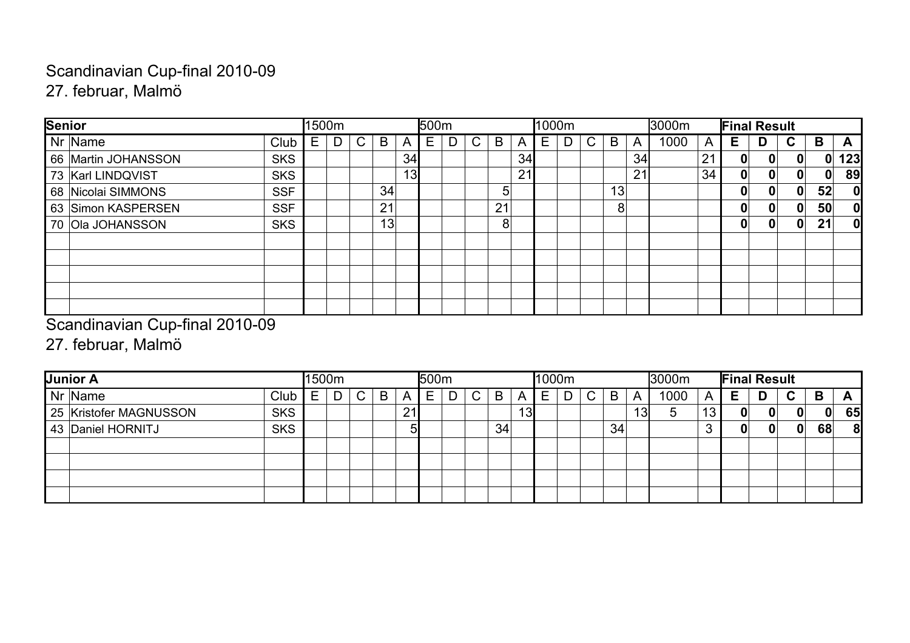Scandinavian Cup-final 2010-09

27. februar, Malmö

| Senior | | | 1500m | | | | | 500m | | | | | 1000m | | | | | 3000m | | Final Result | | | | |
|---|---|---|---|---|---|---|---|---|---|---|---|---|---|---|---|---|---|---|---|---|---|---|---|---|
| Nr | Name | Club | E | D | C | B | A | E | D | C | B | A | E | D | C | B | A | 1000 | A | E | D | C | B | A |
| 66 | Martin JOHANSSON | SKS | | | | | 34 | | | | | 34 | | | | | 34 | | 21 | 0 | 0 | 0 | 0 | 123 |
| 73 | Karl LINDQVIST | SKS | | | | | 13 | | | | | 21 | | | | | 21 | | 34 | 0 | 0 | 0 | 0 | 89 |
| 68 | Nicolai SIMMONS | SSF | | | | 34 | | | | | 5 | | | | | 13 | | | | 0 | 0 | 0 | 52 | 0 |
| 63 | Simon KASPERSEN | SSF | | | | 21 | | | | | 21 | | | | | 8 | | | | 0 | 0 | 0 | 50 | 0 |
| 70 | Ola JOHANSSON | SKS | | | | 13 | | | | | 8 | | | | | | | | | 0 | 0 | 0 | 21 | 0 |

Scandinavian Cup-final 2010-09

27. februar, Malmö

| Junior A | | | 1500m | | | | | 500m | | | | | 1000m | | | | | 3000m | | Final Result | | | | |
|---|---|---|---|---|---|---|---|---|---|---|---|---|---|---|---|---|---|---|---|---|---|---|---|---|
| Nr | Name | Club | E | D | C | B | A | E | D | C | B | A | E | D | C | B | A | 1000 | A | E | D | C | B | A |
| 25 | Kristofer MAGNUSSON | SKS | | | | | 21 | | | | | 13 | | | | | 13 | 5 | 13 | 0 | 0 | 0 | 0 | 65 |
| 43 | Daniel HORNITJ | SKS | | | | | 5 | | | | 34 | | | | | 34 | | | 3 | 0 | 0 | 0 | 68 | 8 |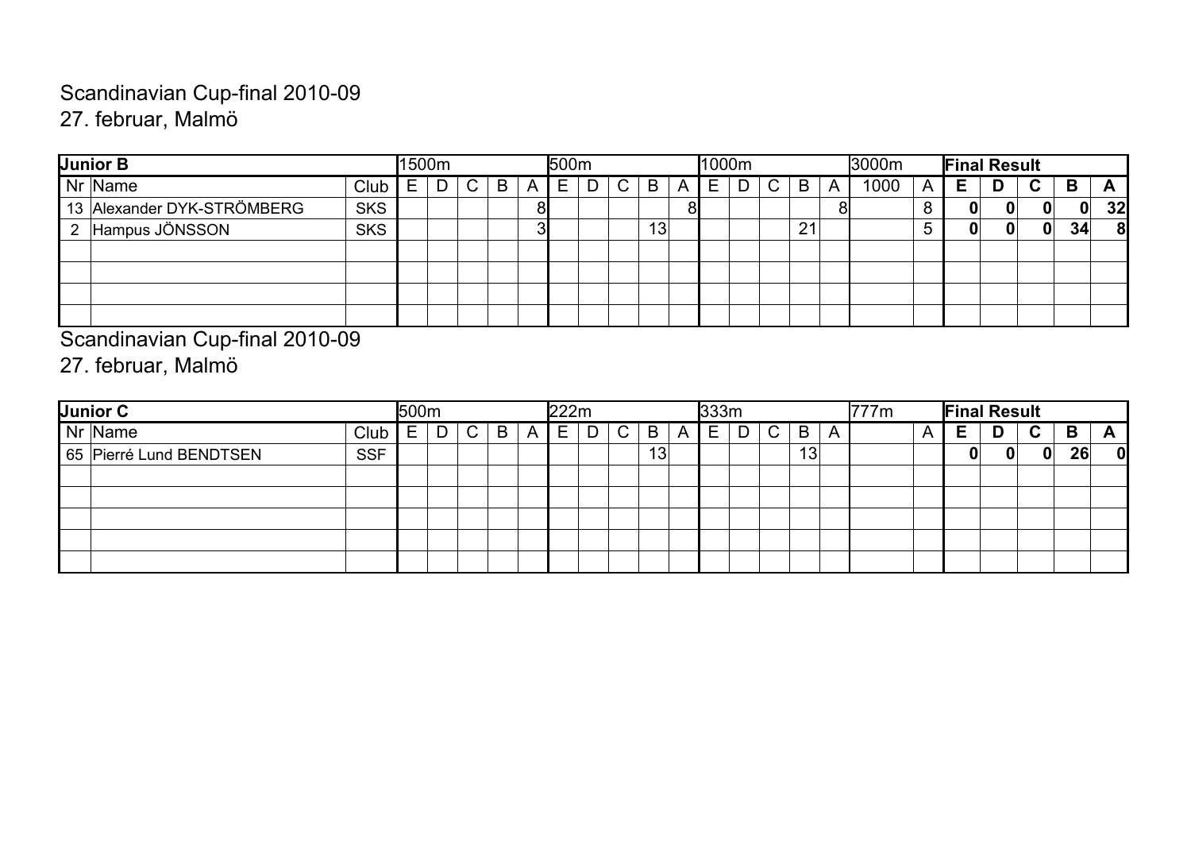Scandinavian Cup-final 2010-09
27. februar, Malmö

| Junior B | | | 1500m | | | | | 500m | | | | | 1000m | | | | | 3000m | | Final Result | | | | |
|---|---|---|---|---|---|---|---|---|---|---|---|---|---|---|---|---|---|---|---|---|---|---|---|---|
| Nr | Name | Club | E | D | C | B | A | E | D | C | B | A | E | D | C | B | A | 1000 | A | E | D | C | B | A |
| 13 | Alexander DYK-STRÖMBERG | SKS | | | | | 8 | | | | | 8 | | | | | 8 | | 8 | 0 | 0 | 0 | 0 | 32 |
| 2 | Hampus JÖNSSON | SKS | | | | | 3 | | | | 13 | | | | | 21 | | | 5 | 0 | 0 | 0 | 34 | 8 |
| | | | | | | | | | | | | | | | | | | | | | | | | |
| | | | | | | | | | | | | | | | | | | | | | | | | |
| | | | | | | | | | | | | | | | | | | | | | | | | |
| | | | | | | | | | | | | | | | | | | | | | | | | |

Scandinavian Cup-final 2010-09
27. februar, Malmö

| Junior C | | | 500m | | | | | 222m | | | | | 333m | | | | | 777m | | Final Result | | | | |
|---|---|---|---|---|---|---|---|---|---|---|---|---|---|---|---|---|---|---|---|---|---|---|---|---|
| Nr | Name | Club | E | D | C | B | A | E | D | C | B | A | E | D | C | B | A | | A | E | D | C | B | A |
| 65 | Pierré Lund BENDTSEN | SSF | | | | | | | | | 13 | | | | | 13 | | | | 0 | 0 | 0 | 26 | 0 |
| | | | | | | | | | | | | | | | | | | | | | | | | |
| | | | | | | | | | | | | | | | | | | | | | | | | |
| | | | | | | | | | | | | | | | | | | | | | | | | |
| | | | | | | | | | | | | | | | | | | | | | | | | |
| | | | | | | | | | | | | | | | | | | | | | | | | |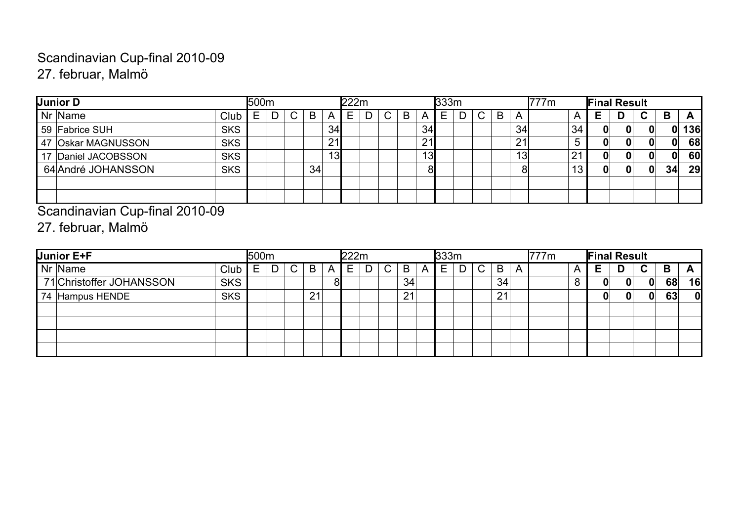Scandinavian Cup-final 2010-09

27. februar, Malmö

| Junior D | | | 500m | | | | | 222m | | | | | 333m | | | | | 777m | | Final Result | | | | |
|---|---|---|---|---|---|---|---|---|---|---|---|---|---|---|---|---|---|---|---|---|---|---|---|---|
| Nr | Name | Club | E | D | C | B | A | E | D | C | B | A | E | D | C | B | A | | A | E | D | C | B | A |
| 59 | Fabrice SUH | SKS | | | | | 34 | | | | | 34 | | | | | 34 | | 34 | 0 | 0 | 0 | 0 | 136 |
| 47 | Oskar MAGNUSSON | SKS | | | | | 21 | | | | | 21 | | | | | 21 | | 5 | 0 | 0 | 0 | 0 | 68 |
| 17 | Daniel JACOBSSON | SKS | | | | | 13 | | | | | 13 | | | | | 13 | | 21 | 0 | 0 | 0 | 0 | 60 |
| 64 | André JOHANSSON | SKS | | | | 34 | | | | | | 8 | | | | | 8 | | 13 | 0 | 0 | 0 | 34 | 29 |
| | | | | | | | | | | | | | | | | | | | | | | | | |
| | | | | | | | | | | | | | | | | | | | | | | | | |

Scandinavian Cup-final 2010-09

27. februar, Malmö

| Junior E+F | | | 500m | | | | | 222m | | | | | 333m | | | | | 777m | | Final Result | | | | |
|---|---|---|---|---|---|---|---|---|---|---|---|---|---|---|---|---|---|---|---|---|---|---|---|---|
| Nr | Name | Club | E | D | C | B | A | E | D | C | B | A | E | D | C | B | A | | A | E | D | C | B | A |
| 71 | Christoffer JOHANSSON | SKS | | | | | 8 | | | | 34 | | | | | 34 | | | 8 | 0 | 0 | 0 | 68 | 16 |
| 74 | Hampus HENDE | SKS | | | | 21 | | | | | 21 | | | | | 21 | | | | 0 | 0 | 0 | 63 | 0 |
| | | | | | | | | | | | | | | | | | | | | | | | | |
| | | | | | | | | | | | | | | | | | | | | | | | | |
| | | | | | | | | | | | | | | | | | | | | | | | | |
| | | | | | | | | | | | | | | | | | | | | | | | | |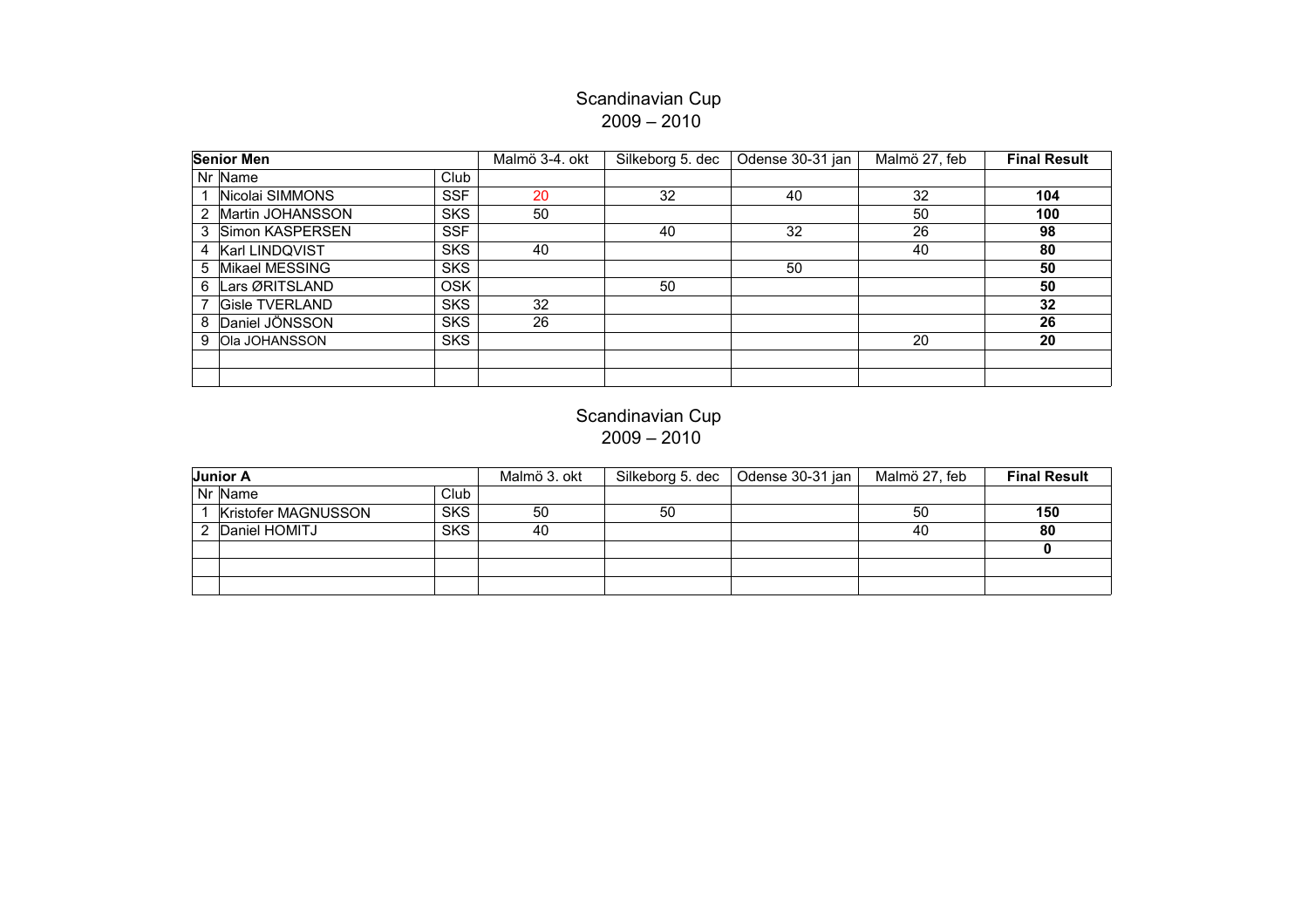# Scandinavian Cup
# 2009 – 2010

| Senior Men | | | Malmö 3-4. okt | Silkeborg 5. dec | Odense 30-31 jan | Malmö 27, feb | Final Result |
|---|---|---|---|---|---|---|---|
| Nr | Name | Club | | | | | |
| 1 | Nicolai SIMMONS | SSF | 20 | 32 | 40 | 32 | **104** |
| 2 | Martin JOHANSSON | SKS | 50 | | | 50 | **100** |
| 3 | Simon KASPERSEN | SSF | | 40 | 32 | 26 | **98** |
| 4 | Karl LINDQVIST | SKS | 40 | | | 40 | **80** |
| 5 | Mikael MESSING | SKS | | | 50 | | **50** |
| 6 | Lars ØRITSLAND | OSK | | 50 | | | **50** |
| 7 | Gisle TVERLAND | SKS | 32 | | | | **32** |
| 8 | Daniel JÖNSSON | SKS | 26 | | | | **26** |
| 9 | Ola JOHANSSON | SKS | | | | 20 | **20** |
| | | | | | | | |
| | | | | | | | |

# Scandinavian Cup
# 2009 – 2010

| Junior A | | | Malmö 3. okt | Silkeborg 5. dec | Odense 30-31 jan | Malmö 27, feb | Final Result |
|---|---|---|---|---|---|---|---|
| Nr | Name | Club | | | | | |
| 1 | Kristofer MAGNUSSON | SKS | 50 | 50 | | 50 | **150** |
| 2 | Daniel HOMITJ | SKS | 40 | | | 40 | **80** |
| | | | | | | | **0** |
| | | | | | | | |
| | | | | | | | |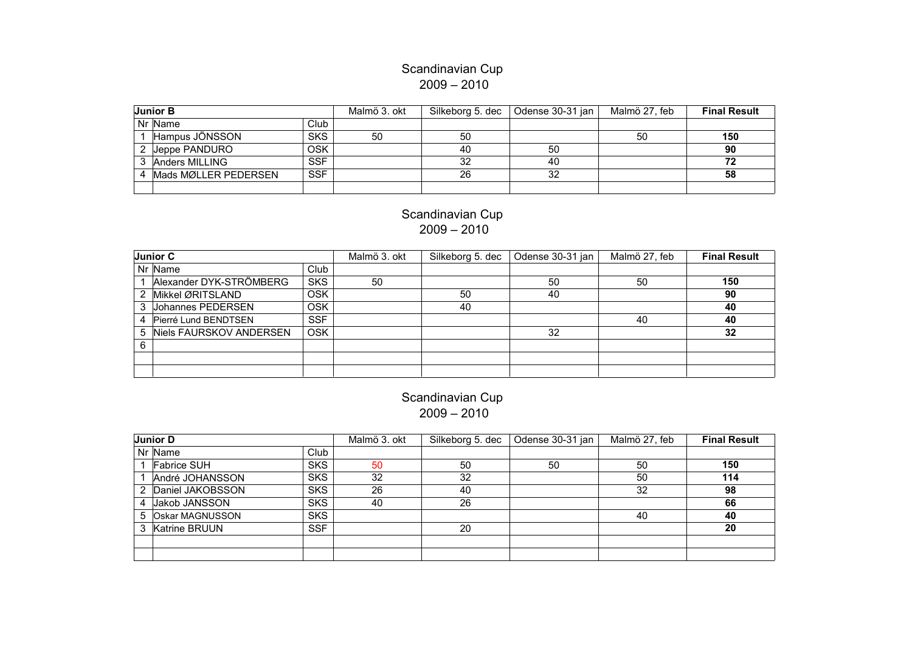# Scandinavian Cup
## 2009 – 2010

| **Junior B** | | | Malmö 3. okt | Silkeborg 5. dec | Odense 30-31 jan | Malmö 27, feb | **Final Result** |
|---|---|---|---|---|---|---|---|
| Nr | Name | Club | | | | | |
| 1 | Hampus JÖNSSON | SKS | 50 | 50 | | 50 | **150** |
| 2 | Jeppe PANDURO | OSK | | 40 | 50 | | **90** |
| 3 | Anders MILLING | SSF | | 32 | 40 | | **72** |
| 4 | Mads MØLLER PEDERSEN | SSF | | 26 | 32 | | **58** |
| | | | | | | | |

# Scandinavian Cup
## 2009 – 2010

| **Junior C** | | | Malmö 3. okt | Silkeborg 5. dec | Odense 30-31 jan | Malmö 27, feb | **Final Result** |
|---|---|---|---|---|---|---|---|
| Nr | Name | Club | | | | | |
| 1 | Alexander DYK-STRÖMBERG | SKS | 50 | | 50 | 50 | **150** |
| 2 | Mikkel ØRITSLAND | OSK | | 50 | 40 | | **90** |
| 3 | Johannes PEDERSEN | OSK | | 40 | | | **40** |
| 4 | Pierré Lund BENDTSEN | SSF | | | | 40 | **40** |
| 5 | Niels FAURSKOV ANDERSEN | OSK | | | 32 | | **32** |
| 6 | | | | | | | |
| | | | | | | | |
| | | | | | | | |

# Scandinavian Cup
## 2009 – 2010

| **Junior D** | | | Malmö 3. okt | Silkeborg 5. dec | Odense 30-31 jan | Malmö 27, feb | **Final Result** |
|---|---|---|---|---|---|---|---|
| Nr | Name | Club | | | | | |
| 1 | Fabrice SUH | SKS | 50 | 50 | 50 | 50 | **150** |
| 1 | André JOHANSSON | SKS | 32 | 32 | | 50 | **114** |
| 2 | Daniel JAKOBSSON | SKS | 26 | 40 | | 32 | **98** |
| 4 | Jakob JANSSON | SKS | 40 | 26 | | | **66** |
| 5 | Oskar MAGNUSSON | SKS | | | | 40 | **40** |
| 3 | Katrine BRUUN | SSF | | 20 | | | **20** |
| | | | | | | | |
| | | | | | | | |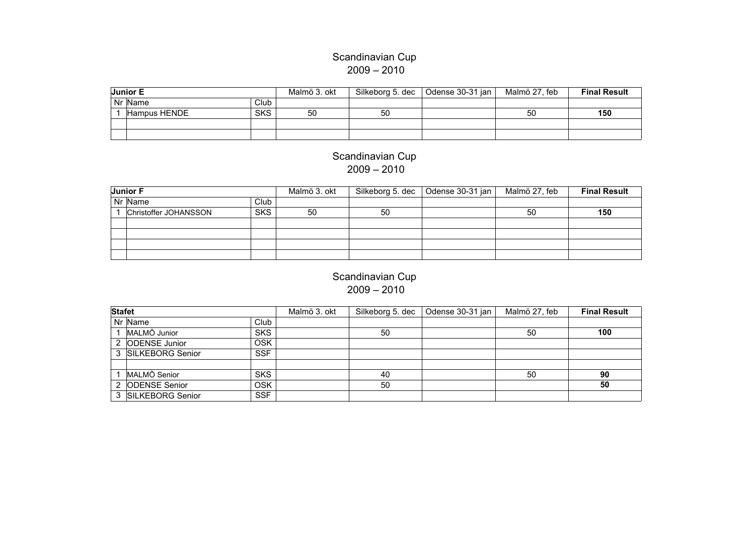Scandinavian Cup
2009 – 2010

| Junior E | | | Malmö 3. okt | Silkeborg 5. dec | Odense 30-31 jan | Malmö 27, feb | Final Result |
|---|---|---|---|---|---|---|---|
| Nr | Name | Club | | | | | |
| 1 | Hampus HENDE | SKS | 50 | 50 | | 50 | **150** |
| | | | | | | | |
| | | | | | | | |

Scandinavian Cup
2009 – 2010

| Junior F | | | Malmö 3. okt | Silkeborg 5. dec | Odense 30-31 jan | Malmö 27, feb | Final Result |
|---|---|---|---|---|---|---|---|
| Nr | Name | Club | | | | | |
| 1 | Christoffer JOHANSSON | SKS | 50 | 50 | | 50 | **150** |
| | | | | | | | |
| | | | | | | | |
| | | | | | | | |
| | | | | | | | |

Scandinavian Cup
2009 – 2010

| Stafet | | | Malmö 3. okt | Silkeborg 5. dec | Odense 30-31 jan | Malmö 27, feb | Final Result |
|---|---|---|---|---|---|---|---|
| Nr | Name | Club | | | | | |
| 1 | MALMÖ Junior | SKS | | 50 | | 50 | **100** |
| 2 | ODENSE Junior | OSK | | | | | |
| 3 | SILKEBORG Senior | SSF | | | | | |
| | | | | | | | |
| 1 | MALMÖ Senior | SKS | | 40 | | 50 | **90** |
| 2 | ODENSE Senior | OSK | | 50 | | | **50** |
| 3 | SILKEBORG Senior | SSF | | | | | |